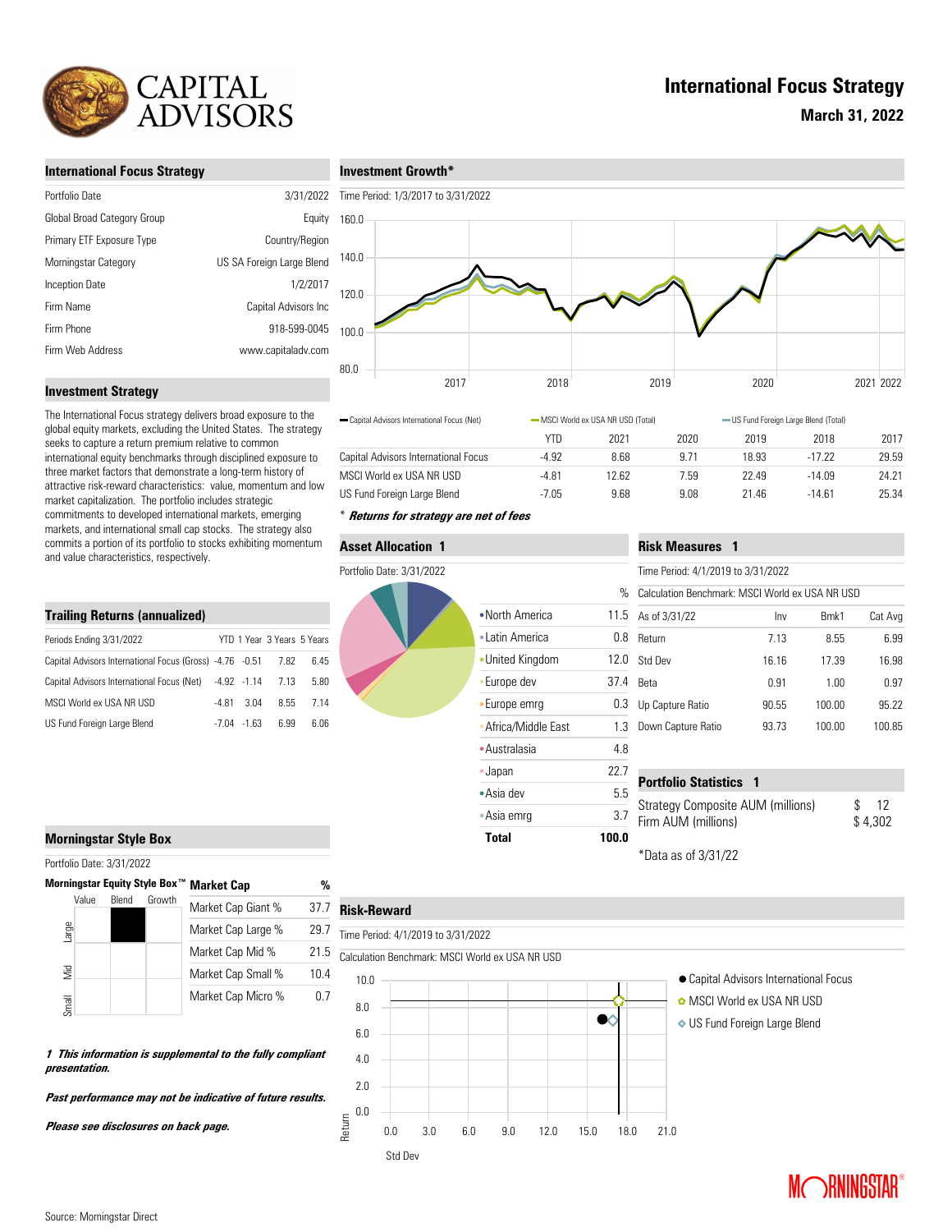# CAPITAL ADVISORS

# International Focus Strategy

**March 31, 2022**

## International Focus Strategy

| | |
|---|---|
| Portfolio Date | 3/31/2022 |
| Global Broad Category Group | Equity |
| Primary ETF Exposure Type | Country/Region |
| Morningstar Category | US SA Foreign Large Blend |
| Inception Date | 1/2/2017 |
| Firm Name | Capital Advisors Inc |
| Firm Phone | 918-599-0045 |
| Firm Web Address | www.capitaladv.com |

## Investment Strategy

The International Focus strategy delivers broad exposure to the global equity markets, excluding the United States. The strategy seeks to capture a return premium relative to common international equity benchmarks through disciplined exposure to three market factors that demonstrate a long-term history of attractive risk-reward characteristics: value, momentum and low market capitalization. The portfolio includes strategic commitments to developed international markets, emerging markets, and international small cap stocks. The strategy also commits a portion of its portfolio to stocks exhibiting momentum and value characteristics, respectively.

## Trailing Returns (annualized)

| Periods Ending 3/31/2022 | YTD | 1 Year | 3 Years | 5 Years |
|---|---|---|---|---|
| Capital Advisors International Focus (Gross) | -4.76 | -0.51 | 7.82 | 6.45 |
| Capital Advisors International Focus (Net) | -4.92 | -1.14 | 7.13 | 5.80 |
| MSCI World ex USA NR USD | -4.81 | 3.04 | 8.55 | 7.14 |
| US Fund Foreign Large Blend | -7.04 | -1.63 | 6.99 | 6.06 |

## Morningstar Style Box

Portfolio Date: 3/31/2022

Morningstar Equity Style Box™

| Market Cap | % |
|---|---|
| Market Cap Giant % | 37.7 |
| Market Cap Large % | 29.7 |
| Market Cap Mid % | 21.5 |
| Market Cap Small % | 10.4 |
| Market Cap Micro % | 0.7 |

***1 This information is supplemental to the fully compliant presentation.***

***Past performance may not be indicative of future results.***

***Please see disclosures on back page.***

## Investment Growth*

Time Period: 1/3/2017 to 3/31/2022

— Capital Advisors International Focus (Net) — MSCI World ex USA NR USD (Total) — US Fund Foreign Large Blend (Total)

| | YTD | 2021 | 2020 | 2019 | 2018 | 2017 |
|---|---|---|---|---|---|---|
| Capital Advisors International Focus | -4.92 | 8.68 | 9.71 | 18.93 | -17.22 | 29.59 |
| MSCI World ex USA NR USD | -4.81 | 12.62 | 7.59 | 22.49 | -14.09 | 24.21 |
| US Fund Foreign Large Blend | -7.05 | 9.68 | 9.08 | 21.46 | -14.61 | 25.34 |

* ***Returns for strategy are net of fees***

## Asset Allocation 1

Portfolio Date: 3/31/2022

| | % |
|---|---|
| North America | 11.5 |
| Latin America | 0.8 |
| United Kingdom | 12.0 |
| Europe dev | 37.4 |
| Europe emrg | 0.3 |
| Africa/Middle East | 1.3 |
| Australasia | 4.8 |
| Japan | 22.7 |
| Asia dev | 5.5 |
| Asia emrg | 3.7 |
| **Total** | **100.0** |

## Risk Measures 1

Time Period: 4/1/2019 to 3/31/2022

Calculation Benchmark: MSCI World ex USA NR USD

| As of 3/31/22 | Inv | Bmk1 | Cat Avg |
|---|---|---|---|
| Return | 7.13 | 8.55 | 6.99 |
| Std Dev | 16.16 | 17.39 | 16.98 |
| Beta | 0.91 | 1.00 | 0.97 |
| Up Capture Ratio | 90.55 | 100.00 | 95.22 |
| Down Capture Ratio | 93.73 | 100.00 | 100.85 |

## Portfolio Statistics 1

| | |
|---|---|
| Strategy Composite AUM (millions) | $ 12 |
| Firm AUM (millions) | $ 4,302 |

*Data as of 3/31/22

## Risk-Reward

Time Period: 4/1/2019 to 3/31/2022

Calculation Benchmark: MSCI World ex USA NR USD

● Capital Advisors International Focus
✿ MSCI World ex USA NR USD
◇ US Fund Foreign Large Blend

Source: Morningstar Direct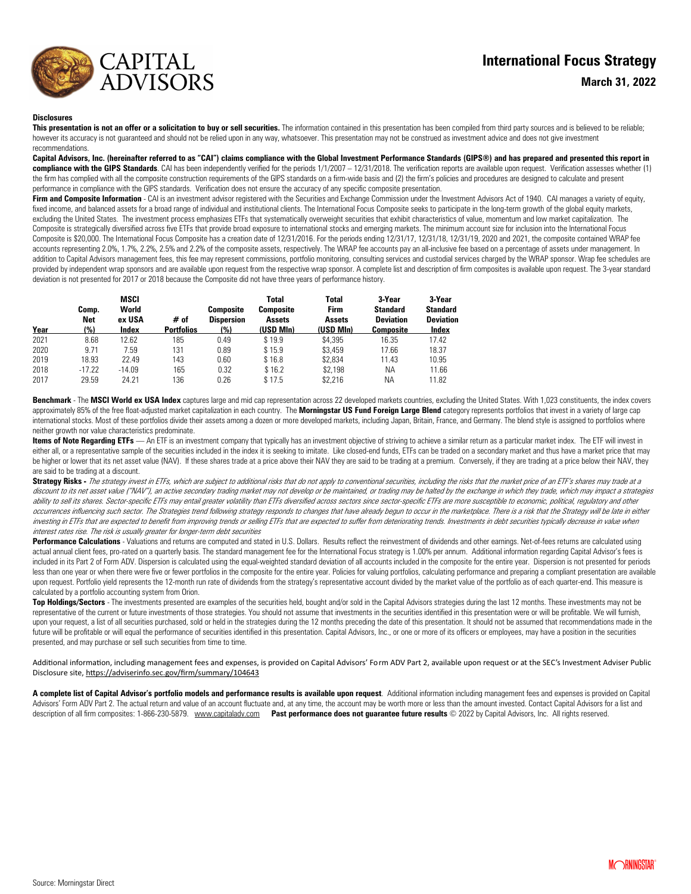# International Focus Strategy

**March 31, 2022**

**Disclosures**

**This presentation is not an offer or a solicitation to buy or sell securities.** The information contained in this presentation has been compiled from third party sources and is believed to be reliable; however its accuracy is not guaranteed and should not be relied upon in any way, whatsoever. This presentation may not be construed as investment advice and does not give investment recommendations.

**Capital Advisors, Inc. (hereinafter referred to as "CAI") claims compliance with the Global Investment Performance Standards (GIPS®) and has prepared and presented this report in compliance with the GIPS Standards**. CAI has been independently verified for the periods 1/1/2007 – 12/31/2018. The verification reports are available upon request. Verification assesses whether (1) the firm has complied with all the composite construction requirements of the GIPS standards on a firm-wide basis and (2) the firm's policies and procedures are designed to calculate and present performance in compliance with the GIPS standards. Verification does not ensure the accuracy of any specific composite presentation.

**Firm and Composite Information** - CAI is an investment advisor registered with the Securities and Exchange Commission under the Investment Advisors Act of 1940. CAI manages a variety of equity, fixed income, and balanced assets for a broad range of individual and institutional clients. The International Focus Composite seeks to participate in the long-term growth of the global equity markets, excluding the United States. The investment process emphasizes ETFs that systematically overweight securities that exhibit characteristics of value, momentum and low market capitalization. The Composite is strategically diversified across five ETFs that provide broad exposure to international stocks and emerging markets. The minimum account size for inclusion into the International Focus Composite is $20,000. The International Focus Composite has a creation date of 12/31/2016. For the periods ending 12/31/17, 12/31/18, 12/31/19, 2020 and 2021, the composite contained WRAP fee accounts representing 2.0%, 1.7%, 2.2%, 2.5% and 2.2% of the composite assets, respectively. The WRAP fee accounts pay an all-inclusive fee based on a percentage of assets under management. In addition to Capital Advisors management fees, this fee may represent commissions, portfolio monitoring, consulting services and custodial services charged by the WRAP sponsor. Wrap fee schedules are provided by independent wrap sponsors and are available upon request from the respective wrap sponsor. A complete list and description of firm composites is available upon request. The 3-year standard deviation is not presented for 2017 or 2018 because the Composite did not have three years of performance history.

| Year | Comp. Net (%) | MSCI World ex USA Index | # of Portfolios | Composite Dispersion (%) | Total Composite Assets (USD Mln) | Total Firm Assets (USD Mln) | 3-Year Standard Deviation Composite | 3-Year Standard Deviation Index |
|---|---|---|---|---|---|---|---|---|
| 2021 | 8.68 | 12.62 | 185 | 0.49 | $ 19.9 | $4,395 | 16.35 | 17.42 |
| 2020 | 9.71 | 7.59 | 131 | 0.89 | $ 15.9 | $3,459 | 17.66 | 18.37 |
| 2019 | 18.93 | 22.49 | 143 | 0.60 | $ 16.8 | $2,834 | 11.43 | 10.95 |
| 2018 | -17.22 | -14.09 | 165 | 0.32 | $ 16.2 | $2,198 | NA | 11.66 |
| 2017 | 29.59 | 24.21 | 136 | 0.26 | $ 17.5 | $2,216 | NA | 11.82 |

**Benchmark** - The **MSCI World ex USA Index** captures large and mid cap representation across 22 developed markets countries, excluding the United States. With 1,023 constituents, the index covers approximately 85% of the free float-adjusted market capitalization in each country. The **Morningstar US Fund Foreign Large Blend** category represents portfolios that invest in a variety of large cap international stocks. Most of these portfolios divide their assets among a dozen or more developed markets, including Japan, Britain, France, and Germany. The blend style is assigned to portfolios where neither growth nor value characteristics predominate.

**Items of Note Regarding ETFs** — An ETF is an investment company that typically has an investment objective of striving to achieve a similar return as a particular market index. The ETF will invest in either all, or a representative sample of the securities included in the index it is seeking to imitate. Like closed-end funds, ETFs can be traded on a secondary market and thus have a market price that may be higher or lower that its net asset value (NAV). If these shares trade at a price above their NAV they are said to be trading at a premium. Conversely, if they are trading at a price below their NAV, they are said to be trading at a discount.

**Strategy Risks -** *The strategy invest in ETFs, which are subject to additional risks that do not apply to conventional securities, including the risks that the market price of an ETF's shares may trade at a discount to its net asset value ("NAV"), an active secondary trading market may not develop or be maintained, or trading may be halted by the exchange in which they trade, which may impact a strategies ability to sell its shares. Sector-specific ETFs may entail greater volatility than ETFs diversified across sectors since sector-specific ETFs are more susceptible to economic, political, regulatory and other occurrences influencing such sector. The Strategies trend following strategy responds to changes that have already begun to occur in the marketplace. There is a risk that the Strategy will be late in either investing in ETFs that are expected to benefit from improving trends or selling ETFs that are expected to suffer from deteriorating trends. Investments in debt securities typically decrease in value when interest rates rise. The risk is usually greater for longer-term debt securities*

**Performance Calculations** - Valuations and returns are computed and stated in U.S. Dollars. Results reflect the reinvestment of dividends and other earnings. Net-of-fees returns are calculated using actual annual client fees, pro-rated on a quarterly basis. The standard management fee for the International Focus strategy is 1.00% per annum. Additional information regarding Capital Advisor's fees is included in its Part 2 of Form ADV. Dispersion is calculated using the equal-weighted standard deviation of all accounts included in the composite for the entire year. Dispersion is not presented for periods less than one year or when there were five or fewer portfolios in the composite for the entire year. Policies for valuing portfolios, calculating performance and preparing a compliant presentation are available upon request. Portfolio yield represents the 12-month run rate of dividends from the strategy's representative account divided by the market value of the portfolio as of each quarter-end. This measure is calculated by a portfolio accounting system from Orion.

**Top Holdings/Sectors** - The investments presented are examples of the securities held, bought and/or sold in the Capital Advisors strategies during the last 12 months. These investments may not be representative of the current or future investments of those strategies. You should not assume that investments in the securities identified in this presentation were or will be profitable. We will furnish, upon your request, a list of all securities purchased, sold or held in the strategies during the 12 months preceding the date of this presentation. It should not be assumed that recommendations made in the future will be profitable or will equal the performance of securities identified in this presentation. Capital Advisors, Inc., or one or more of its officers or employees, may have a position in the securities presented, and may purchase or sell such securities from time to time.

Additional information, including management fees and expenses, is provided on Capital Advisors' Form ADV Part 2, available upon request or at the SEC's Investment Adviser Public Disclosure site, https://adviserinfo.sec.gov/firm/summary/104643

**A complete list of Capital Advisor's portfolio models and performance results is available upon request**. Additional information including management fees and expenses is provided on Capital Advisors' Form ADV Part 2. The actual return and value of an account fluctuate and, at any time, the account may be worth more or less than the amount invested. Contact Capital Advisors for a list and description of all firm composites: 1-866-230-5879. www.capitaladv.com **Past performance does not guarantee future results** © 2022 by Capital Advisors, Inc. All rights reserved.

Source: Morningstar Direct